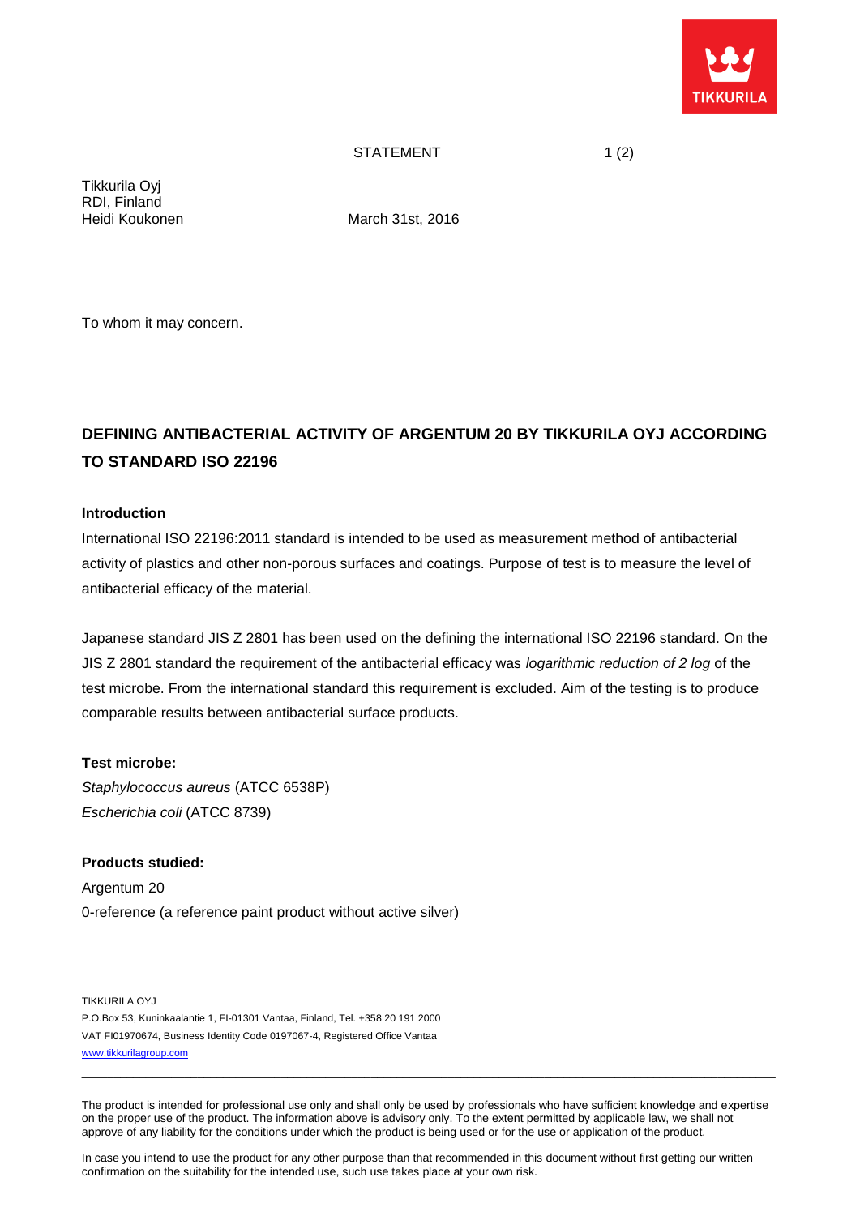STATEMENT

Tikkurila Oyj
RDI, Finland
Heidi Koukonen

March 31st, 2016

To whom it may concern.

# DEFINING ANTIBACTERIAL ACTIVITY OF ARGENTUM 20 BY TIKKURILA OYJ ACCORDING TO STANDARD ISO 22196

**Introduction**

International ISO 22196:2011 standard is intended to be used as measurement method of antibacterial activity of plastics and other non-porous surfaces and coatings. Purpose of test is to measure the level of antibacterial efficacy of the material.

Japanese standard JIS Z 2801 has been used on the defining the international ISO 22196 standard. On the JIS Z 2801 standard the requirement of the antibacterial efficacy was *logarithmic reduction of 2 log* of the test microbe. From the international standard this requirement is excluded. Aim of the testing is to produce comparable results between antibacterial surface products.

**Test microbe:**

*Staphylococcus aureus* (ATCC 6538P)
*Escherichia coli* (ATCC 8739)

**Products studied:**

Argentum 20
0-reference (a reference paint product without active silver)

TIKKURILA OYJ
P.O.Box 53, Kuninkaalantie 1, FI-01301 Vantaa, Finland, Tel. +358 20 191 2000
VAT FI01970674, Business Identity Code 0197067-4, Registered Office Vantaa
www.tikkurilagroup.com

The product is intended for professional use only and shall only be used by professionals who have sufficient knowledge and expertise on the proper use of the product. The information above is advisory only. To the extent permitted by applicable law, we shall not approve of any liability for the conditions under which the product is being used or for the use or application of the product.

In case you intend to use the product for any other purpose than that recommended in this document without first getting our written confirmation on the suitability for the intended use, such use takes place at your own risk.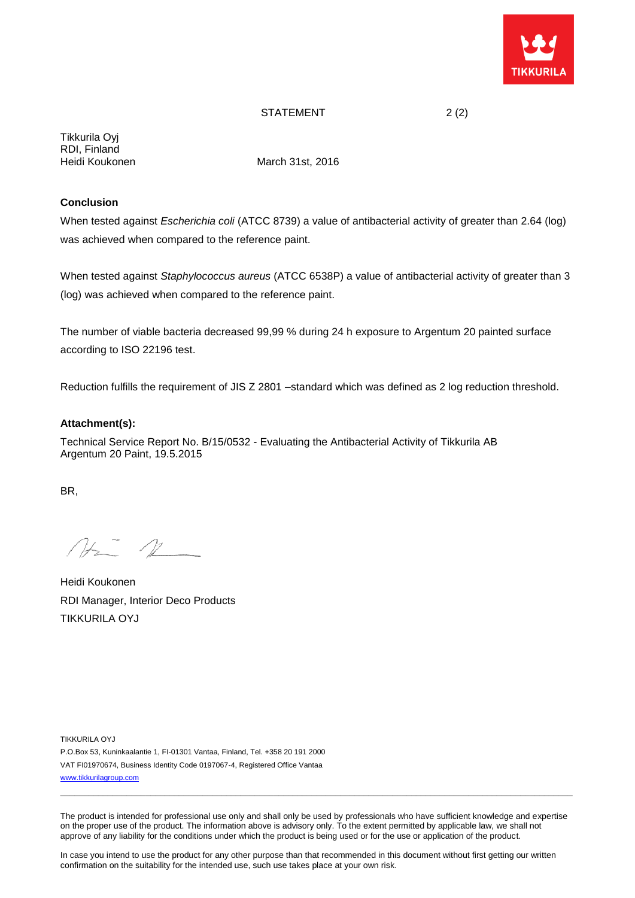STATEMENT

Tikkurila Oyj
RDI, Finland
Heidi Koukonen

March 31st, 2016

**Conclusion**

When tested against *Escherichia coli* (ATCC 8739) a value of antibacterial activity of greater than 2.64 (log) was achieved when compared to the reference paint.

When tested against *Staphylococcus aureus* (ATCC 6538P) a value of antibacterial activity of greater than 3 (log) was achieved when compared to the reference paint.

The number of viable bacteria decreased 99,99 % during 24 h exposure to Argentum 20 painted surface according to ISO 22196 test.

Reduction fulfills the requirement of JIS Z 2801 –standard which was defined as 2 log reduction threshold.

**Attachment(s):**

Technical Service Report No. B/15/0532 - Evaluating the Antibacterial Activity of Tikkurila AB Argentum 20 Paint, 19.5.2015

BR,

Heidi Koukonen
RDI Manager, Interior Deco Products
TIKKURILA OYJ

TIKKURILA OYJ
P.O.Box 53, Kuninkaalantie 1, FI-01301 Vantaa, Finland, Tel. +358 20 191 2000
VAT FI01970674, Business Identity Code 0197067-4, Registered Office Vantaa
www.tikkurilagroup.com

The product is intended for professional use only and shall only be used by professionals who have sufficient knowledge and expertise on the proper use of the product. The information above is advisory only. To the extent permitted by applicable law, we shall not approve of any liability for the conditions under which the product is being used or for the use or application of the product.

In case you intend to use the product for any other purpose than that recommended in this document without first getting our written confirmation on the suitability for the intended use, such use takes place at your own risk.